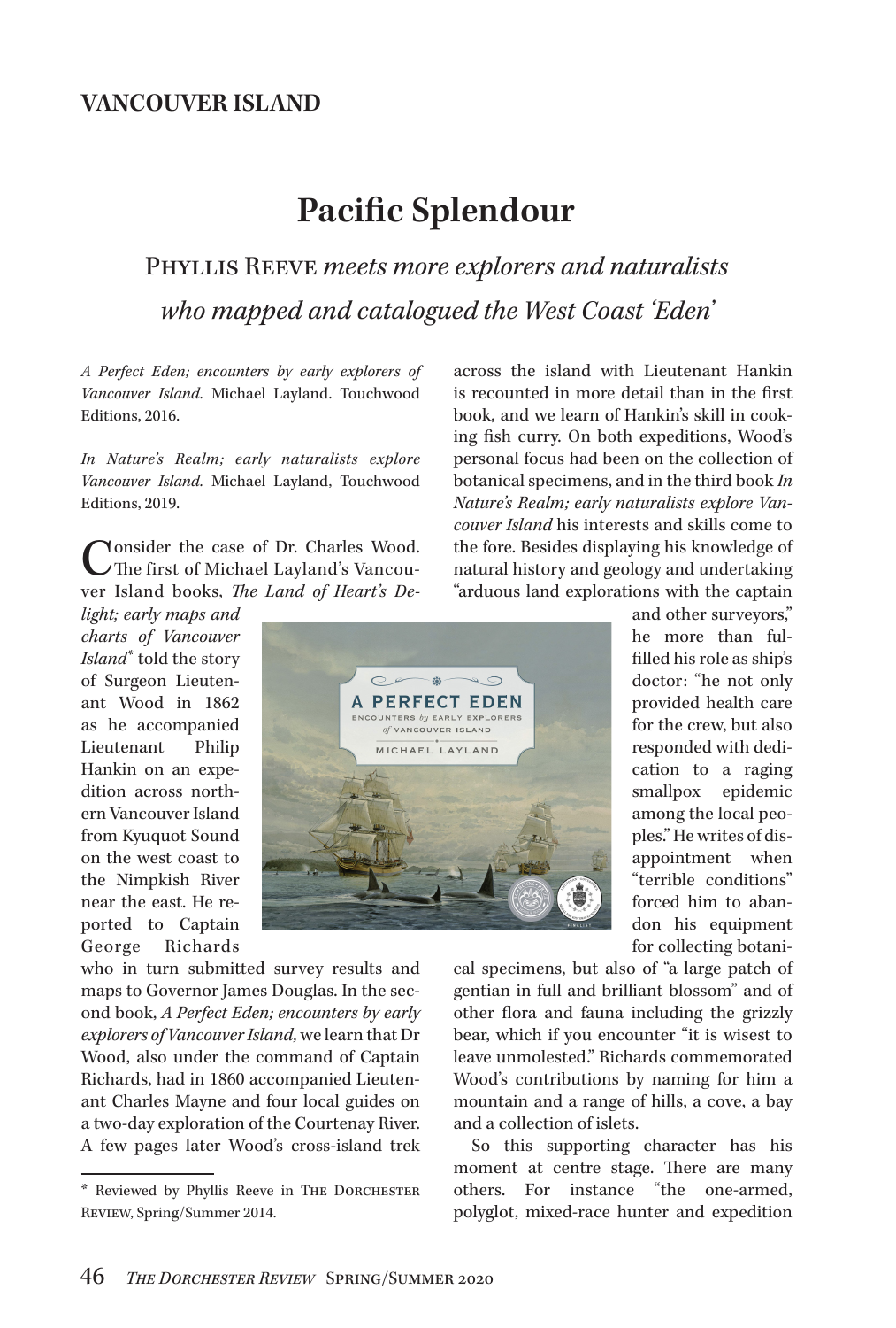## VANCOUVER ISLAND

# Pacific Splendour

### Phyllis Reeve *meets more explorers and naturalists who mapped and catalogued the West Coast 'Eden'*

*A Perfect Eden; encounters by early explorers of Vancouver Island.* Michael Layland. Touchwood Editions, 2016.

*In Nature's Realm; early naturalists explore Vancouver Island.* Michael Layland, Touchwood Editions, 2019.

Consider the case of Dr. Charles Wood. The first of Michael Layland's Vancouver Island books, *The Land of Heart's Delight; early maps and charts of Vancouver Island*[*] told the story of Surgeon Lieutenant Wood in 1862 as he accompanied Lieutenant Philip Hankin on an expedition across northern Vancouver Island from Kyuquot Sound on the west coast to the Nimpkish River near the east. He reported to Captain George Richards who in turn submitted survey results and maps to Governor James Douglas. In the second book, *A Perfect Eden; encounters by early explorers of Vancouver Island,* we learn that Dr Wood, also under the command of Captain Richards, had in 1860 accompanied Lieutenant Charles Mayne and four local guides on a two-day exploration of the Courtenay River. A few pages later Wood's cross-island trek across the island with Lieutenant Hankin is recounted in more detail than in the first book, and we learn of Hankin's skill in cooking fish curry. On both expeditions, Wood's personal focus had been on the collection of botanical specimens, and in the third book *In Nature's Realm; early naturalists explore Vancouver Island* his interests and skills come to the fore. Besides displaying his knowledge of natural history and geology and undertaking "arduous land explorations with the captain and other surveyors," he more than fulfilled his role as ship's doctor: "he not only provided health care for the crew, but also responded with dedication to a raging smallpox epidemic among the local peoples." He writes of disappointment when "terrible conditions" forced him to abandon his equipment for collecting botanical specimens, but also of "a large patch of gentian in full and brilliant blossom" and of other flora and fauna including the grizzly bear, which if you encounter "it is wisest to leave unmolested." Richards commemorated Wood's contributions by naming for him a mountain and a range of hills, a cove, a bay and a collection of islets.

So this supporting character has his moment at centre stage. There are many others. For instance "the one-armed, polyglot, mixed-race hunter and expedition

---

[*] Reviewed by Phyllis Reeve in The Dorchester Review, Spring/Summer 2014.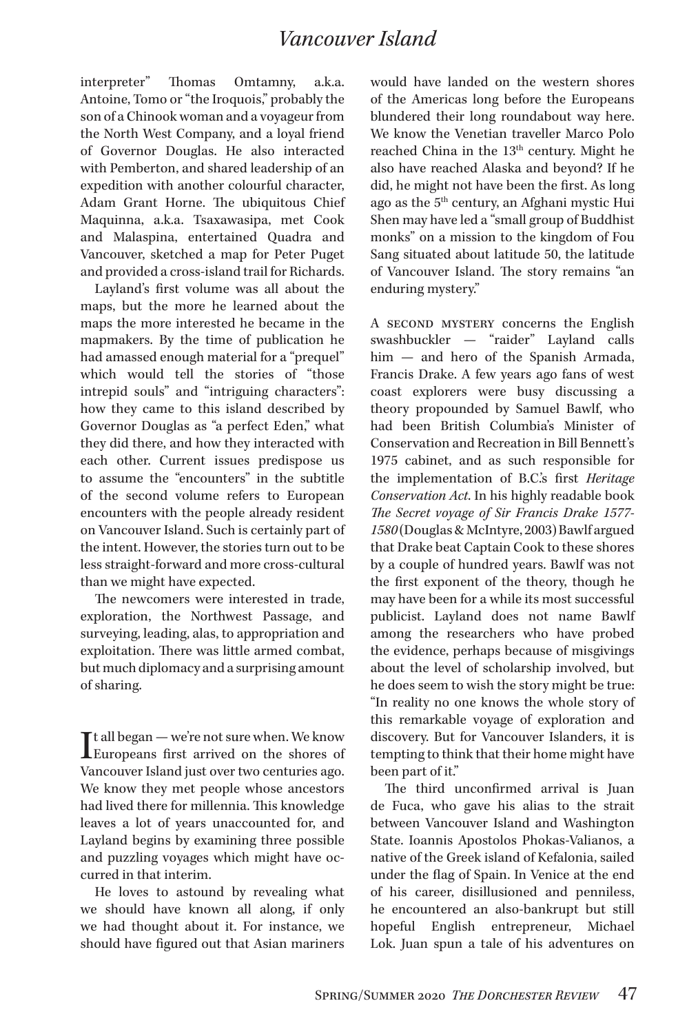interpreter" Thomas Omtamny, a.k.a. Antoine, Tomo or "the Iroquois," probably the son of a Chinook woman and a voyageur from the North West Company, and a loyal friend of Governor Douglas. He also interacted with Pemberton, and shared leadership of an expedition with another colourful character, Adam Grant Horne. The ubiquitous Chief Maquinna, a.k.a. Tsaxawasipa, met Cook and Malaspina, entertained Quadra and Vancouver, sketched a map for Peter Puget and provided a cross-island trail for Richards.

Layland's first volume was all about the maps, but the more he learned about the maps the more interested he became in the mapmakers. By the time of publication he had amassed enough material for a "prequel" which would tell the stories of "those intrepid souls" and "intriguing characters": how they came to this island described by Governor Douglas as "a perfect Eden," what they did there, and how they interacted with each other. Current issues predispose us to assume the "encounters" in the subtitle of the second volume refers to European encounters with the people already resident on Vancouver Island. Such is certainly part of the intent. However, the stories turn out to be less straight-forward and more cross-cultural than we might have expected.

The newcomers were interested in trade, exploration, the Northwest Passage, and surveying, leading, alas, to appropriation and exploitation. There was little armed combat, but much diplomacy and a surprising amount of sharing.

It all began — we're not sure when. We know Europeans first arrived on the shores of Vancouver Island just over two centuries ago. We know they met people whose ancestors had lived there for millennia. This knowledge leaves a lot of years unaccounted for, and Layland begins by examining three possible and puzzling voyages which might have occurred in that interim.

He loves to astound by revealing what we should have known all along, if only we had thought about it. For instance, we should have figured out that Asian mariners would have landed on the western shores of the Americas long before the Europeans blundered their long roundabout way here. We know the Venetian traveller Marco Polo reached China in the 13th century. Might he also have reached Alaska and beyond? If he did, he might not have been the first. As long ago as the 5th century, an Afghani mystic Hui Shen may have led a "small group of Buddhist monks" on a mission to the kingdom of Fou Sang situated about latitude 50, the latitude of Vancouver Island. The story remains "an enduring mystery."

A second mystery concerns the English swashbuckler — "raider" Layland calls him — and hero of the Spanish Armada, Francis Drake. A few years ago fans of west coast explorers were busy discussing a theory propounded by Samuel Bawlf, who had been British Columbia's Minister of Conservation and Recreation in Bill Bennett's 1975 cabinet, and as such responsible for the implementation of B.C.'s first *Heritage Conservation Act*. In his highly readable book *The Secret voyage of Sir Francis Drake 1577-1580* (Douglas & McIntyre, 2003) Bawlf argued that Drake beat Captain Cook to these shores by a couple of hundred years. Bawlf was not the first exponent of the theory, though he may have been for a while its most successful publicist. Layland does not name Bawlf among the researchers who have probed the evidence, perhaps because of misgivings about the level of scholarship involved, but he does seem to wish the story might be true: "In reality no one knows the whole story of this remarkable voyage of exploration and discovery. But for Vancouver Islanders, it is tempting to think that their home might have been part of it."

The third unconfirmed arrival is Juan de Fuca, who gave his alias to the strait between Vancouver Island and Washington State. Ioannis Apostolos Phokas-Valianos, a native of the Greek island of Kefalonia, sailed under the flag of Spain. In Venice at the end of his career, disillusioned and penniless, he encountered an also-bankrupt but still hopeful English entrepreneur, Michael Lok. Juan spun a tale of his adventures on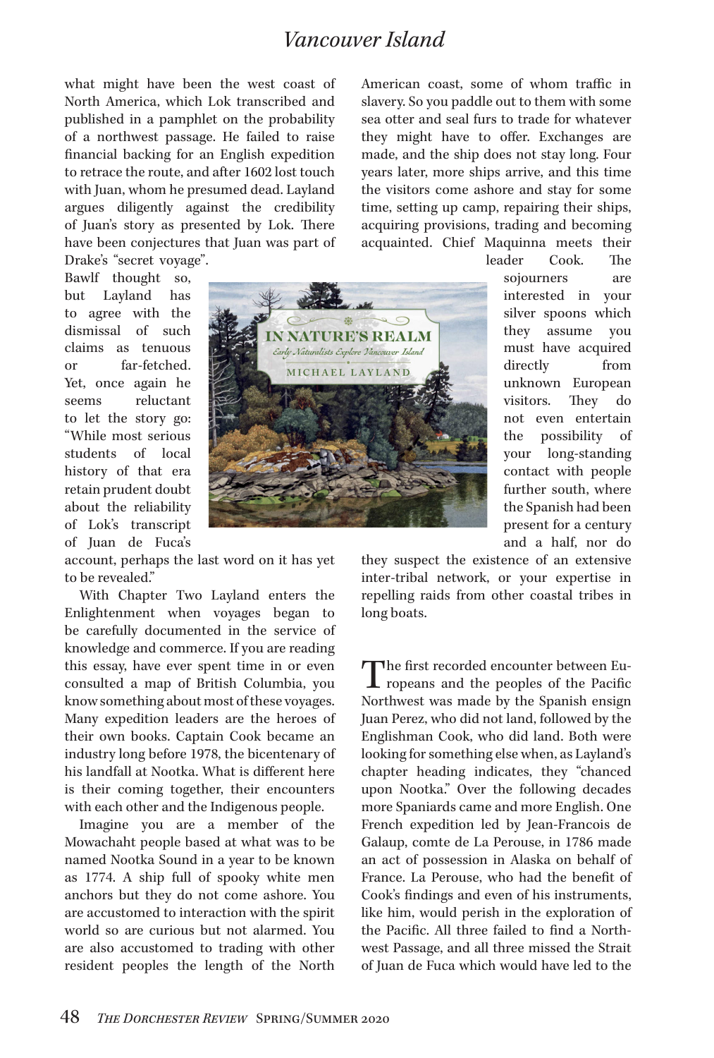what might have been the west coast of North America, which Lok transcribed and published in a pamphlet on the probability of a northwest passage. He failed to raise financial backing for an English expedition to retrace the route, and after 1602 lost touch with Juan, whom he presumed dead. Layland argues diligently against the credibility of Juan's story as presented by Lok. There have been conjectures that Juan was part of Drake's "secret voyage". Bawlf thought so, but Layland has to agree with the dismissal of such claims as tenuous or far-fetched. Yet, once again he seems reluctant to let the story go: "While most serious students of local history of that era retain prudent doubt about the reliability of Lok's transcript of Juan de Fuca's account, perhaps the last word on it has yet to be revealed."

With Chapter Two Layland enters the Enlightenment when voyages began to be carefully documented in the service of knowledge and commerce. If you are reading this essay, have ever spent time in or even consulted a map of British Columbia, you know something about most of these voyages. Many expedition leaders are the heroes of their own books. Captain Cook became an industry long before 1978, the bicentenary of his landfall at Nootka. What is different here is their coming together, their encounters with each other and the Indigenous people.

Imagine you are a member of the Mowachaht people based at what was to be named Nootka Sound in a year to be known as 1774. A ship full of spooky white men anchors but they do not come ashore. You are accustomed to interaction with the spirit world so are curious but not alarmed. You are also accustomed to trading with other resident peoples the length of the North American coast, some of whom traffic in slavery. So you paddle out to them with some sea otter and seal furs to trade for whatever they might have to offer. Exchanges are made, and the ship does not stay long. Four years later, more ships arrive, and this time the visitors come ashore and stay for some time, setting up camp, repairing their ships, acquiring provisions, trading and becoming acquainted. Chief Maquinna meets their leader Cook. The sojourners are interested in your silver spoons which they assume you must have acquired directly from unknown European visitors. They do not even entertain the possibility of your long-standing contact with people further south, where the Spanish had been present for a century and a half, nor do they suspect the existence of an extensive inter-tribal network, or your expertise in repelling raids from other coastal tribes in long boats.

The first recorded encounter between Europeans and the peoples of the Pacific Northwest was made by the Spanish ensign Juan Perez, who did not land, followed by the Englishman Cook, who did land. Both were looking for something else when, as Layland's chapter heading indicates, they "chanced upon Nootka." Over the following decades more Spaniards came and more English. One French expedition led by Jean-Francois de Galaup, comte de La Perouse, in 1786 made an act of possession in Alaska on behalf of France. La Perouse, who had the benefit of Cook's findings and even of his instruments, like him, would perish in the exploration of the Pacific. All three failed to find a Northwest Passage, and all three missed the Strait of Juan de Fuca which would have led to the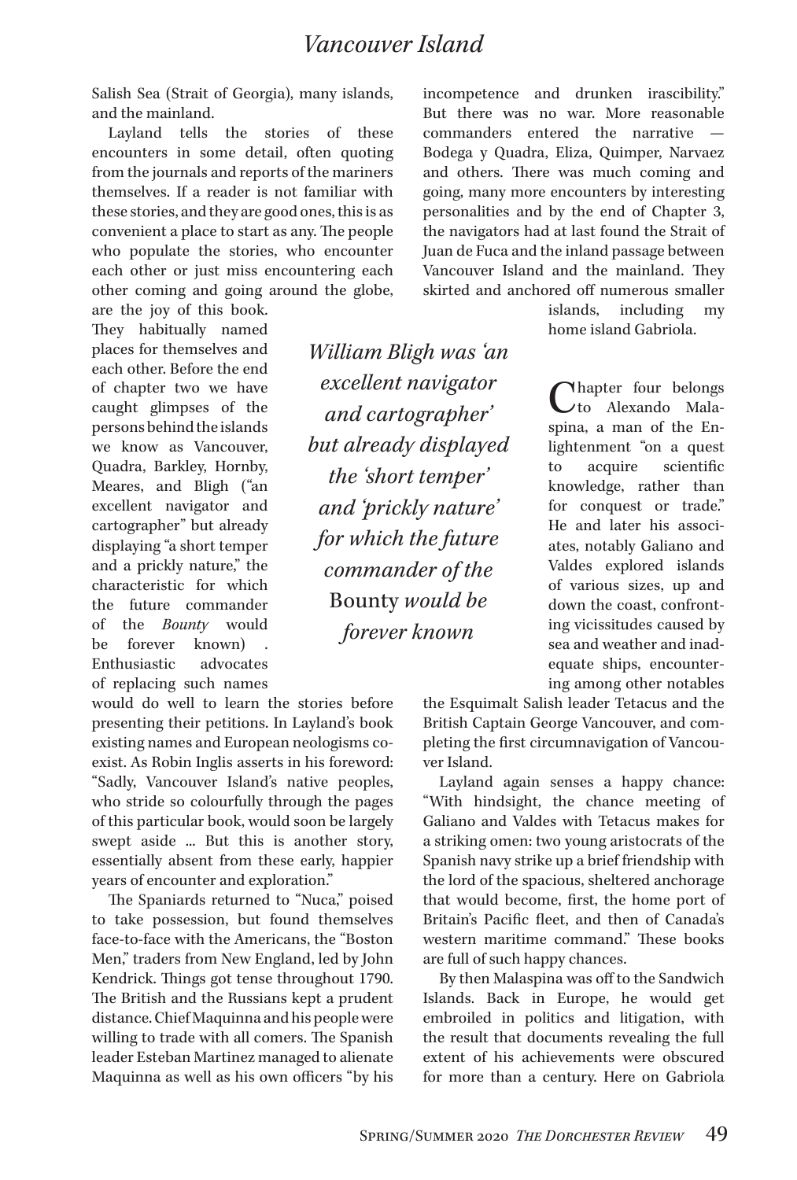Salish Sea (Strait of Georgia), many islands, and the mainland.

Layland tells the stories of these encounters in some detail, often quoting from the journals and reports of the mariners themselves. If a reader is not familiar with these stories, and they are good ones, this is as convenient a place to start as any. The people who populate the stories, who encounter each other or just miss encountering each other coming and going around the globe, are the joy of this book. They habitually named places for themselves and each other. Before the end of chapter two we have caught glimpses of the persons behind the islands we know as Vancouver, Quadra, Barkley, Hornby, Meares, and Bligh ("an excellent navigator and cartographer" but already displaying "a short temper and a prickly nature," the characteristic for which the future commander of the *Bounty* would be forever known) . Enthusiastic advocates of replacing such names would do well to learn the stories before presenting their petitions. In Layland's book existing names and European neologisms coexist. As Robin Inglis asserts in his foreword: "Sadly, Vancouver Island's native peoples, who stride so colourfully through the pages of this particular book, would soon be largely swept aside ... But this is another story, essentially absent from these early, happier years of encounter and exploration."

*William Bligh was 'an excellent navigator and cartographer' but already displayed the 'short temper' and 'prickly nature' for which the future commander of the* Bounty *would be forever known*

The Spaniards returned to "Nuca," poised to take possession, but found themselves face-to-face with the Americans, the "Boston Men," traders from New England, led by John Kendrick. Things got tense throughout 1790. The British and the Russians kept a prudent distance. Chief Maquinna and his people were willing to trade with all comers. The Spanish leader Esteban Martinez managed to alienate Maquinna as well as his own officers "by his incompetence and drunken irascibility." But there was no war. More reasonable commanders entered the narrative — Bodega y Quadra, Eliza, Quimper, Narvaez and others. There was much coming and going, many more encounters by interesting personalities and by the end of Chapter 3, the navigators had at last found the Strait of Juan de Fuca and the inland passage between Vancouver Island and the mainland. They skirted and anchored off numerous smaller islands, including my home island Gabriola.

Chapter four belongs to Alexando Malaspina, a man of the Enlightenment "on a quest to acquire scientific knowledge, rather than for conquest or trade." He and later his associates, notably Galiano and Valdes explored islands of various sizes, up and down the coast, confronting vicissitudes caused by sea and weather and inadequate ships, encountering among other notables the Esquimalt Salish leader Tetacus and the British Captain George Vancouver, and completing the first circumnavigation of Vancouver Island.

Layland again senses a happy chance: "With hindsight, the chance meeting of Galiano and Valdes with Tetacus makes for a striking omen: two young aristocrats of the Spanish navy strike up a brief friendship with the lord of the spacious, sheltered anchorage that would become, first, the home port of Britain's Pacific fleet, and then of Canada's western maritime command." These books are full of such happy chances.

By then Malaspina was off to the Sandwich Islands. Back in Europe, he would get embroiled in politics and litigation, with the result that documents revealing the full extent of his achievements were obscured for more than a century. Here on Gabriola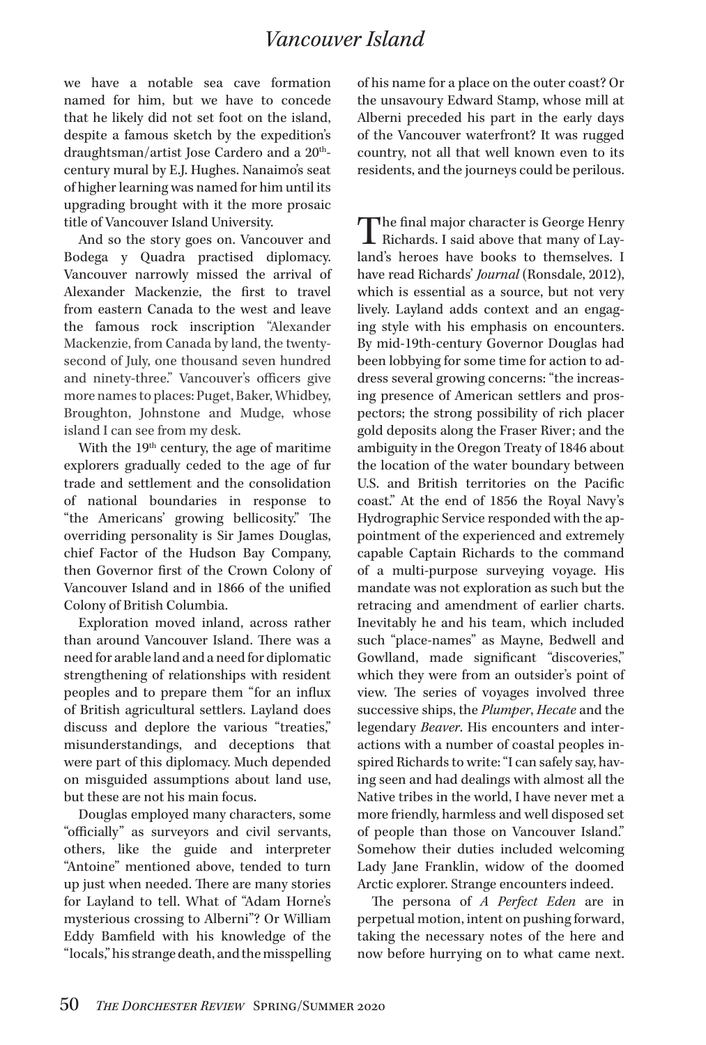we have a notable sea cave formation named for him, but we have to concede that he likely did not set foot on the island, despite a famous sketch by the expedition's draughtsman/artist Jose Cardero and a 20th-century mural by E.J. Hughes. Nanaimo's seat of higher learning was named for him until its upgrading brought with it the more prosaic title of Vancouver Island University.

And so the story goes on. Vancouver and Bodega y Quadra practised diplomacy. Vancouver narrowly missed the arrival of Alexander Mackenzie, the first to travel from eastern Canada to the west and leave the famous rock inscription "Alexander Mackenzie, from Canada by land, the twenty-second of July, one thousand seven hundred and ninety-three." Vancouver's officers give more names to places: Puget, Baker, Whidbey, Broughton, Johnstone and Mudge, whose island I can see from my desk.

With the 19th century, the age of maritime explorers gradually ceded to the age of fur trade and settlement and the consolidation of national boundaries in response to "the Americans' growing bellicosity." The overriding personality is Sir James Douglas, chief Factor of the Hudson Bay Company, then Governor first of the Crown Colony of Vancouver Island and in 1866 of the unified Colony of British Columbia.

Exploration moved inland, across rather than around Vancouver Island. There was a need for arable land and a need for diplomatic strengthening of relationships with resident peoples and to prepare them "for an influx of British agricultural settlers. Layland does discuss and deplore the various "treaties," misunderstandings, and deceptions that were part of this diplomacy. Much depended on misguided assumptions about land use, but these are not his main focus.

Douglas employed many characters, some "officially" as surveyors and civil servants, others, like the guide and interpreter "Antoine" mentioned above, tended to turn up just when needed. There are many stories for Layland to tell. What of "Adam Horne's mysterious crossing to Alberni"? Or William Eddy Bamfield with his knowledge of the "locals," his strange death, and the misspelling of his name for a place on the outer coast? Or the unsavoury Edward Stamp, whose mill at Alberni preceded his part in the early days of the Vancouver waterfront? It was rugged country, not all that well known even to its residents, and the journeys could be perilous.

The final major character is George Henry Richards. I said above that many of Layland's heroes have books to themselves. I have read Richards' *Journal* (Ronsdale, 2012), which is essential as a source, but not very lively. Layland adds context and an engaging style with his emphasis on encounters. By mid-19th-century Governor Douglas had been lobbying for some time for action to address several growing concerns: "the increasing presence of American settlers and prospectors; the strong possibility of rich placer gold deposits along the Fraser River; and the ambiguity in the Oregon Treaty of 1846 about the location of the water boundary between U.S. and British territories on the Pacific coast." At the end of 1856 the Royal Navy's Hydrographic Service responded with the appointment of the experienced and extremely capable Captain Richards to the command of a multi-purpose surveying voyage. His mandate was not exploration as such but the retracing and amendment of earlier charts. Inevitably he and his team, which included such "place-names" as Mayne, Bedwell and Gowlland, made significant "discoveries," which they were from an outsider's point of view. The series of voyages involved three successive ships, the *Plumper*, *Hecate* and the legendary *Beaver*. His encounters and interactions with a number of coastal peoples inspired Richards to write: "I can safely say, having seen and had dealings with almost all the Native tribes in the world, I have never met a more friendly, harmless and well disposed set of people than those on Vancouver Island." Somehow their duties included welcoming Lady Jane Franklin, widow of the doomed Arctic explorer. Strange encounters indeed.

The persona of *A Perfect Eden* are in perpetual motion, intent on pushing forward, taking the necessary notes of the here and now before hurrying on to what came next.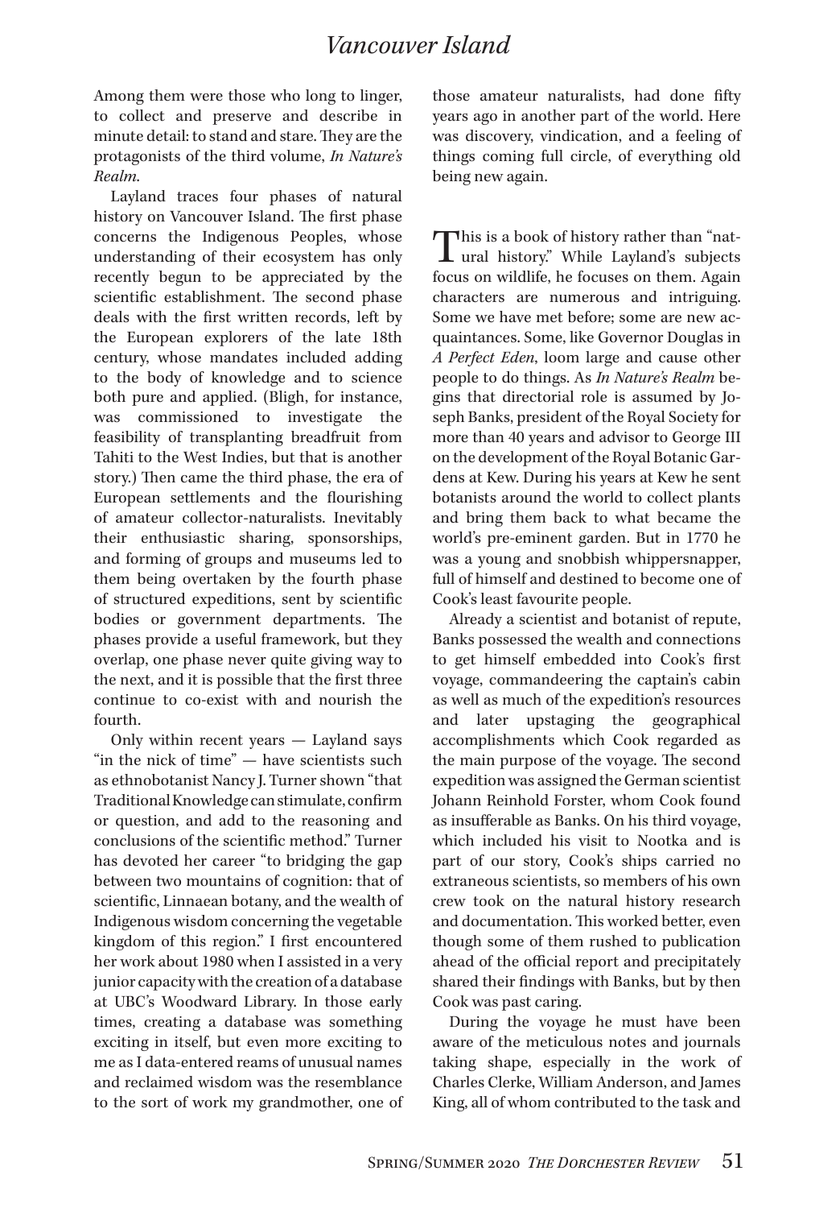Among them were those who long to linger, to collect and preserve and describe in minute detail: to stand and stare. They are the protagonists of the third volume, *In Nature's Realm*.

Layland traces four phases of natural history on Vancouver Island. The first phase concerns the Indigenous Peoples, whose understanding of their ecosystem has only recently begun to be appreciated by the scientific establishment. The second phase deals with the first written records, left by the European explorers of the late 18th century, whose mandates included adding to the body of knowledge and to science both pure and applied. (Bligh, for instance, was commissioned to investigate the feasibility of transplanting breadfruit from Tahiti to the West Indies, but that is another story.) Then came the third phase, the era of European settlements and the flourishing of amateur collector-naturalists. Inevitably their enthusiastic sharing, sponsorships, and forming of groups and museums led to them being overtaken by the fourth phase of structured expeditions, sent by scientific bodies or government departments. The phases provide a useful framework, but they overlap, one phase never quite giving way to the next, and it is possible that the first three continue to co-exist with and nourish the fourth.

Only within recent years — Layland says "in the nick of time" — have scientists such as ethnobotanist Nancy J. Turner shown "that Traditional Knowledge can stimulate, confirm or question, and add to the reasoning and conclusions of the scientific method." Turner has devoted her career "to bridging the gap between two mountains of cognition: that of scientific, Linnaean botany, and the wealth of Indigenous wisdom concerning the vegetable kingdom of this region." I first encountered her work about 1980 when I assisted in a very junior capacity with the creation of a database at UBC's Woodward Library. In those early times, creating a database was something exciting in itself, but even more exciting to me as I data-entered reams of unusual names and reclaimed wisdom was the resemblance to the sort of work my grandmother, one of those amateur naturalists, had done fifty years ago in another part of the world. Here was discovery, vindication, and a feeling of things coming full circle, of everything old being new again.

This is a book of history rather than "natural history." While Layland's subjects focus on wildlife, he focuses on them. Again characters are numerous and intriguing. Some we have met before; some are new acquaintances. Some, like Governor Douglas in *A Perfect Eden*, loom large and cause other people to do things. As *In Nature's Realm* begins that directorial role is assumed by Joseph Banks, president of the Royal Society for more than 40 years and advisor to George III on the development of the Royal Botanic Gardens at Kew. During his years at Kew he sent botanists around the world to collect plants and bring them back to what became the world's pre-eminent garden. But in 1770 he was a young and snobbish whippersnapper, full of himself and destined to become one of Cook's least favourite people.

Already a scientist and botanist of repute, Banks possessed the wealth and connections to get himself embedded into Cook's first voyage, commandeering the captain's cabin as well as much of the expedition's resources and later upstaging the geographical accomplishments which Cook regarded as the main purpose of the voyage. The second expedition was assigned the German scientist Johann Reinhold Forster, whom Cook found as insufferable as Banks. On his third voyage, which included his visit to Nootka and is part of our story, Cook's ships carried no extraneous scientists, so members of his own crew took on the natural history research and documentation. This worked better, even though some of them rushed to publication ahead of the official report and precipitately shared their findings with Banks, but by then Cook was past caring.

During the voyage he must have been aware of the meticulous notes and journals taking shape, especially in the work of Charles Clerke, William Anderson, and James King, all of whom contributed to the task and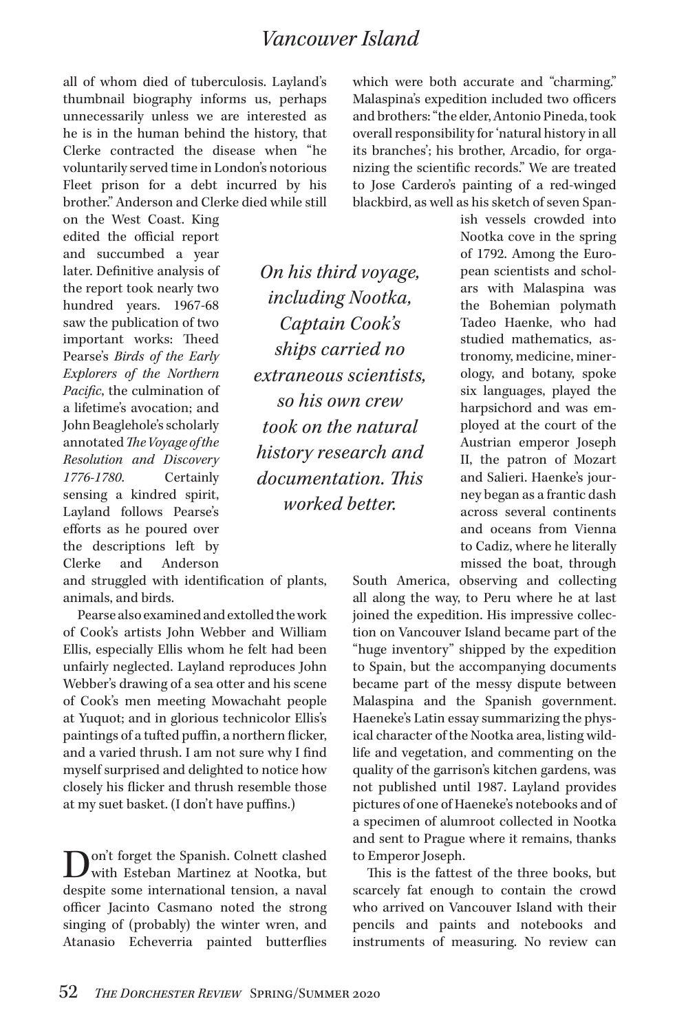all of whom died of tuberculosis. Layland's thumbnail biography informs us, perhaps unnecessarily unless we are interested as he is in the human behind the history, that Clerke contracted the disease when "he voluntarily served time in London's notorious Fleet prison for a debt incurred by his brother." Anderson and Clerke died while still on the West Coast. King edited the official report and succumbed a year later. Definitive analysis of the report took nearly two hundred years. 1967-68 saw the publication of two important works: Theed Pearse's *Birds of the Early Explorers of the Northern Pacific*, the culmination of a lifetime's avocation; and John Beaglehole's scholarly annotated *The Voyage of the Resolution and Discovery 1776-1780*. Certainly sensing a kindred spirit, Layland follows Pearse's efforts as he poured over the descriptions left by Clerke and Anderson and struggled with identification of plants, animals, and birds.

*On his third voyage, including Nootka, Captain Cook's ships carried no extraneous scientists, so his own crew took on the natural history research and documentation. This worked better.*

Pearse also examined and extolled the work of Cook's artists John Webber and William Ellis, especially Ellis whom he felt had been unfairly neglected. Layland reproduces John Webber's drawing of a sea otter and his scene of Cook's men meeting Mowachaht people at Yuquot; and in glorious technicolor Ellis's paintings of a tufted puffin, a northern flicker, and a varied thrush. I am not sure why I find myself surprised and delighted to notice how closely his flicker and thrush resemble those at my suet basket. (I don't have puffins.)

Don't forget the Spanish. Colnett clashed with Esteban Martinez at Nootka, but despite some international tension, a naval officer Jacinto Casmano noted the strong singing of (probably) the winter wren, and Atanasio Echeverria painted butterflies which were both accurate and "charming." Malaspina's expedition included two officers and brothers: "the elder, Antonio Pineda, took overall responsibility for 'natural history in all its branches'; his brother, Arcadio, for organizing the scientific records." We are treated to Jose Cardero's painting of a red-winged blackbird, as well as his sketch of seven Spanish vessels crowded into Nootka cove in the spring of 1792. Among the European scientists and scholars with Malaspina was the Bohemian polymath Tadeo Haenke, who had studied mathematics, astronomy, medicine, mineralogy, and botany, spoke six languages, played the harpsichord and was employed at the court of the Austrian emperor Joseph II, the patron of Mozart and Salieri. Haenke's journey began as a frantic dash across several continents and oceans from Vienna to Cadiz, where he literally missed the boat, through South America, observing and collecting all along the way, to Peru where he at last joined the expedition. His impressive collection on Vancouver Island became part of the "huge inventory" shipped by the expedition to Spain, but the accompanying documents became part of the messy dispute between Malaspina and the Spanish government. Haeneke's Latin essay summarizing the physical character of the Nootka area, listing wildlife and vegetation, and commenting on the quality of the garrison's kitchen gardens, was not published until 1987. Layland provides pictures of one of Haeneke's notebooks and of a specimen of alumroot collected in Nootka and sent to Prague where it remains, thanks to Emperor Joseph.

This is the fattest of the three books, but scarcely fat enough to contain the crowd who arrived on Vancouver Island with their pencils and paints and notebooks and instruments of measuring. No review can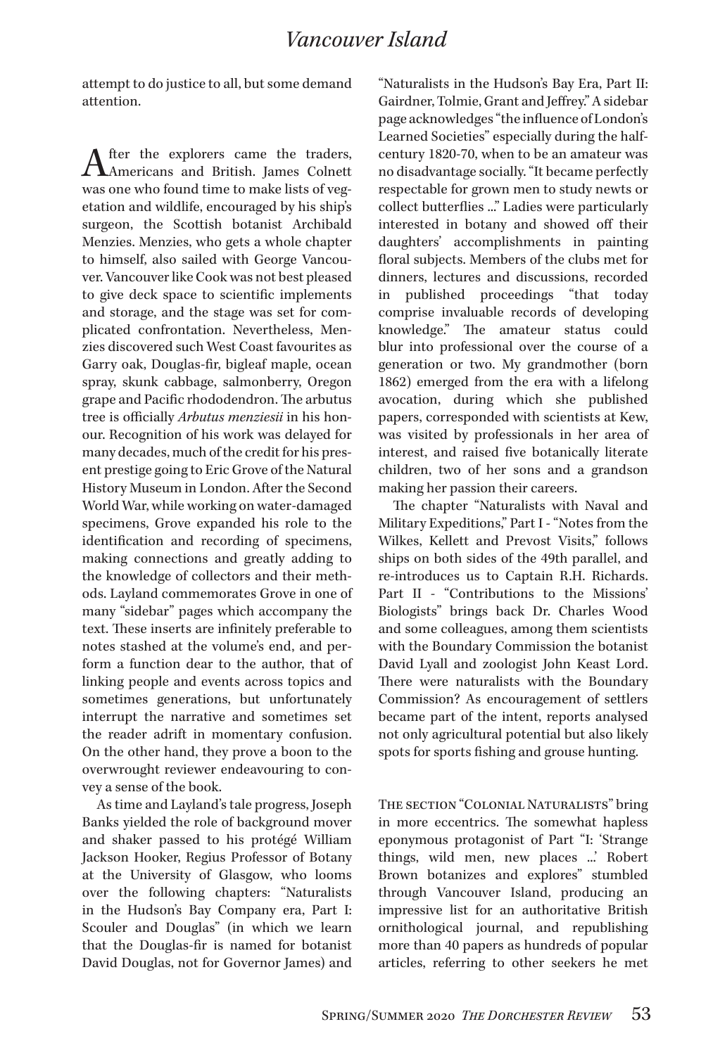attempt to do justice to all, but some demand attention.

After the explorers came the traders, Americans and British. James Colnett was one who found time to make lists of vegetation and wildlife, encouraged by his ship's surgeon, the Scottish botanist Archibald Menzies. Menzies, who gets a whole chapter to himself, also sailed with George Vancouver. Vancouver like Cook was not best pleased to give deck space to scientific implements and storage, and the stage was set for complicated confrontation. Nevertheless, Menzies discovered such West Coast favourites as Garry oak, Douglas-fir, bigleaf maple, ocean spray, skunk cabbage, salmonberry, Oregon grape and Pacific rhododendron. The arbutus tree is officially *Arbutus menziesii* in his honour. Recognition of his work was delayed for many decades, much of the credit for his present prestige going to Eric Grove of the Natural History Museum in London. After the Second World War, while working on water-damaged specimens, Grove expanded his role to the identification and recording of specimens, making connections and greatly adding to the knowledge of collectors and their methods. Layland commemorates Grove in one of many "sidebar" pages which accompany the text. These inserts are infinitely preferable to notes stashed at the volume's end, and perform a function dear to the author, that of linking people and events across topics and sometimes generations, but unfortunately interrupt the narrative and sometimes set the reader adrift in momentary confusion. On the other hand, they prove a boon to the overwrought reviewer endeavouring to convey a sense of the book.

As time and Layland's tale progress, Joseph Banks yielded the role of background mover and shaker passed to his protégé William Jackson Hooker, Regius Professor of Botany at the University of Glasgow, who looms over the following chapters: "Naturalists in the Hudson's Bay Company era, Part I: Scouler and Douglas" (in which we learn that the Douglas-fir is named for botanist David Douglas, not for Governor James) and "Naturalists in the Hudson's Bay Era, Part II: Gairdner, Tolmie, Grant and Jeffrey." A sidebar page acknowledges "the influence of London's Learned Societies" especially during the half-century 1820-70, when to be an amateur was no disadvantage socially. "It became perfectly respectable for grown men to study newts or collect butterflies ..." Ladies were particularly interested in botany and showed off their daughters' accomplishments in painting floral subjects. Members of the clubs met for dinners, lectures and discussions, recorded in published proceedings "that today comprise invaluable records of developing knowledge." The amateur status could blur into professional over the course of a generation or two. My grandmother (born 1862) emerged from the era with a lifelong avocation, during which she published papers, corresponded with scientists at Kew, was visited by professionals in her area of interest, and raised five botanically literate children, two of her sons and a grandson making her passion their careers.

The chapter "Naturalists with Naval and Military Expeditions," Part I - "Notes from the Wilkes, Kellett and Prevost Visits," follows ships on both sides of the 49th parallel, and re-introduces us to Captain R.H. Richards. Part II - "Contributions to the Missions' Biologists" brings back Dr. Charles Wood and some colleagues, among them scientists with the Boundary Commission the botanist David Lyall and zoologist John Keast Lord. There were naturalists with the Boundary Commission? As encouragement of settlers became part of the intent, reports analysed not only agricultural potential but also likely spots for sports fishing and grouse hunting.

The section "Colonial Naturalists" bring in more eccentrics. The somewhat hapless eponymous protagonist of Part "I: 'Strange things, wild men, new places ...' Robert Brown botanizes and explores" stumbled through Vancouver Island, producing an impressive list for an authoritative British ornithological journal, and republishing more than 40 papers as hundreds of popular articles, referring to other seekers he met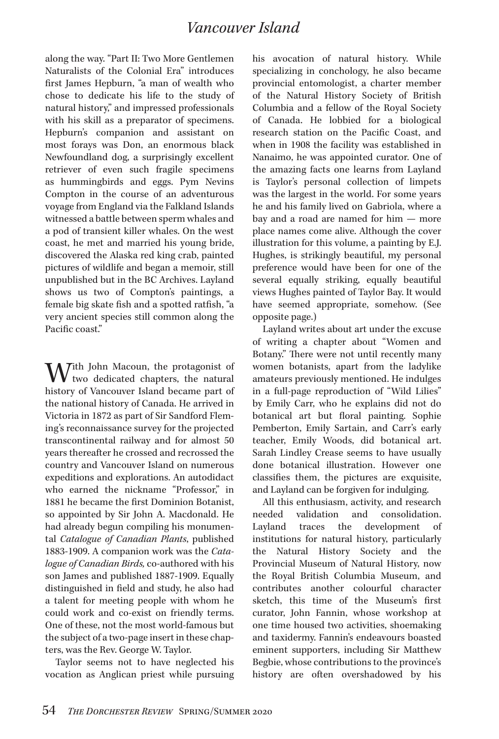along the way. "Part II: Two More Gentlemen Naturalists of the Colonial Era" introduces first James Hepburn, "a man of wealth who chose to dedicate his life to the study of natural history," and impressed professionals with his skill as a preparator of specimens. Hepburn's companion and assistant on most forays was Don, an enormous black Newfoundland dog, a surprisingly excellent retriever of even such fragile specimens as hummingbirds and eggs. Pym Nevins Compton in the course of an adventurous voyage from England via the Falkland Islands witnessed a battle between sperm whales and a pod of transient killer whales. On the west coast, he met and married his young bride, discovered the Alaska red king crab, painted pictures of wildlife and began a memoir, still unpublished but in the BC Archives. Layland shows us two of Compton's paintings, a female big skate fish and a spotted ratfish, "a very ancient species still common along the Pacific coast."

With John Macoun, the protagonist of two dedicated chapters, the natural history of Vancouver Island became part of the national history of Canada. He arrived in Victoria in 1872 as part of Sir Sandford Fleming's reconnaissance survey for the projected transcontinental railway and for almost 50 years thereafter he crossed and recrossed the country and Vancouver Island on numerous expeditions and explorations. An autodidact who earned the nickname "Professor," in 1881 he became the first Dominion Botanist, so appointed by Sir John A. Macdonald. He had already begun compiling his monumental *Catalogue of Canadian Plants*, published 1883-1909. A companion work was the *Catalogue of Canadian Birds,* co-authored with his son James and published 1887-1909. Equally distinguished in field and study, he also had a talent for meeting people with whom he could work and co-exist on friendly terms. One of these, not the most world-famous but the subject of a two-page insert in these chapters, was the Rev. George W. Taylor.

Taylor seems not to have neglected his vocation as Anglican priest while pursuing his avocation of natural history. While specializing in conchology, he also became provincial entomologist, a charter member of the Natural History Society of British Columbia and a fellow of the Royal Society of Canada. He lobbied for a biological research station on the Pacific Coast, and when in 1908 the facility was established in Nanaimo, he was appointed curator. One of the amazing facts one learns from Layland is Taylor's personal collection of limpets was the largest in the world. For some years he and his family lived on Gabriola, where a bay and a road are named for him — more place names come alive. Although the cover illustration for this volume, a painting by E.J. Hughes, is strikingly beautiful, my personal preference would have been for one of the several equally striking, equally beautiful views Hughes painted of Taylor Bay. It would have seemed appropriate, somehow. (See opposite page.)

Layland writes about art under the excuse of writing a chapter about "Women and Botany." There were not until recently many women botanists, apart from the ladylike amateurs previously mentioned. He indulges in a full-page reproduction of "Wild Lilies" by Emily Carr, who he explains did not do botanical art but floral painting. Sophie Pemberton, Emily Sartain, and Carr's early teacher, Emily Woods, did botanical art. Sarah Lindley Crease seems to have usually done botanical illustration. However one classifies them, the pictures are exquisite, and Layland can be forgiven for indulging.

All this enthusiasm, activity, and research needed validation and consolidation. Layland traces the development of institutions for natural history, particularly the Natural History Society and the Provincial Museum of Natural History, now the Royal British Columbia Museum, and contributes another colourful character sketch, this time of the Museum's first curator, John Fannin, whose workshop at one time housed two activities, shoemaking and taxidermy. Fannin's endeavours boasted eminent supporters, including Sir Matthew Begbie, whose contributions to the province's history are often overshadowed by his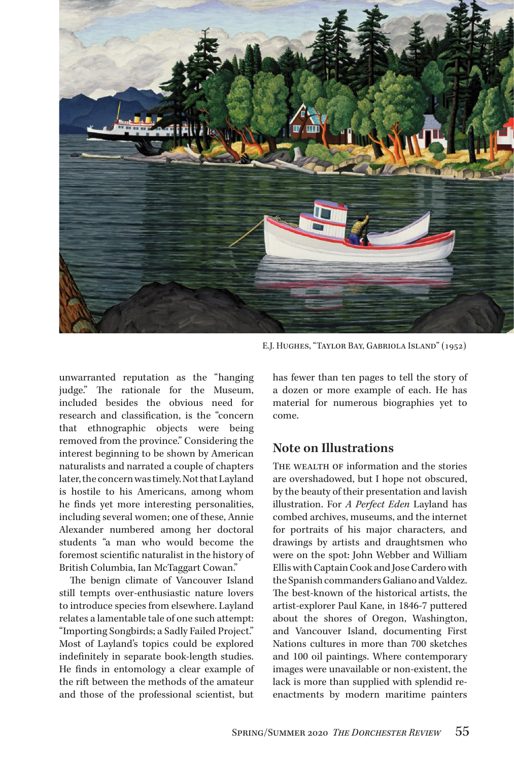E.J. Hughes, "Taylor Bay, Gabriola Island" (1952)

unwarranted reputation as the "hanging judge." The rationale for the Museum, included besides the obvious need for research and classification, is the "concern that ethnographic objects were being removed from the province." Considering the interest beginning to be shown by American naturalists and narrated a couple of chapters later, the concern was timely. Not that Layland is hostile to his Americans, among whom he finds yet more interesting personalities, including several women; one of these, Annie Alexander numbered among her doctoral students "a man who would become the foremost scientific naturalist in the history of British Columbia, Ian McTaggart Cowan."

The benign climate of Vancouver Island still tempts over-enthusiastic nature lovers to introduce species from elsewhere. Layland relates a lamentable tale of one such attempt: "Importing Songbirds; a Sadly Failed Project." Most of Layland's topics could be explored indefinitely in separate book-length studies. He finds in entomology a clear example of the rift between the methods of the amateur and those of the professional scientist, but has fewer than ten pages to tell the story of a dozen or more example of each. He has material for numerous biographies yet to come.

## Note on Illustrations

The wealth of information and the stories are overshadowed, but I hope not obscured, by the beauty of their presentation and lavish illustration. For *A Perfect Eden* Layland has combed archives, museums, and the internet for portraits of his major characters, and drawings by artists and draughtsmen who were on the spot: John Webber and William Ellis with Captain Cook and Jose Cardero with the Spanish commanders Galiano and Valdez. The best-known of the historical artists, the artist-explorer Paul Kane, in 1846-7 puttered about the shores of Oregon, Washington, and Vancouver Island, documenting First Nations cultures in more than 700 sketches and 100 oil paintings. Where contemporary images were unavailable or non-existent, the lack is more than supplied with splendid re-enactments by modern maritime painters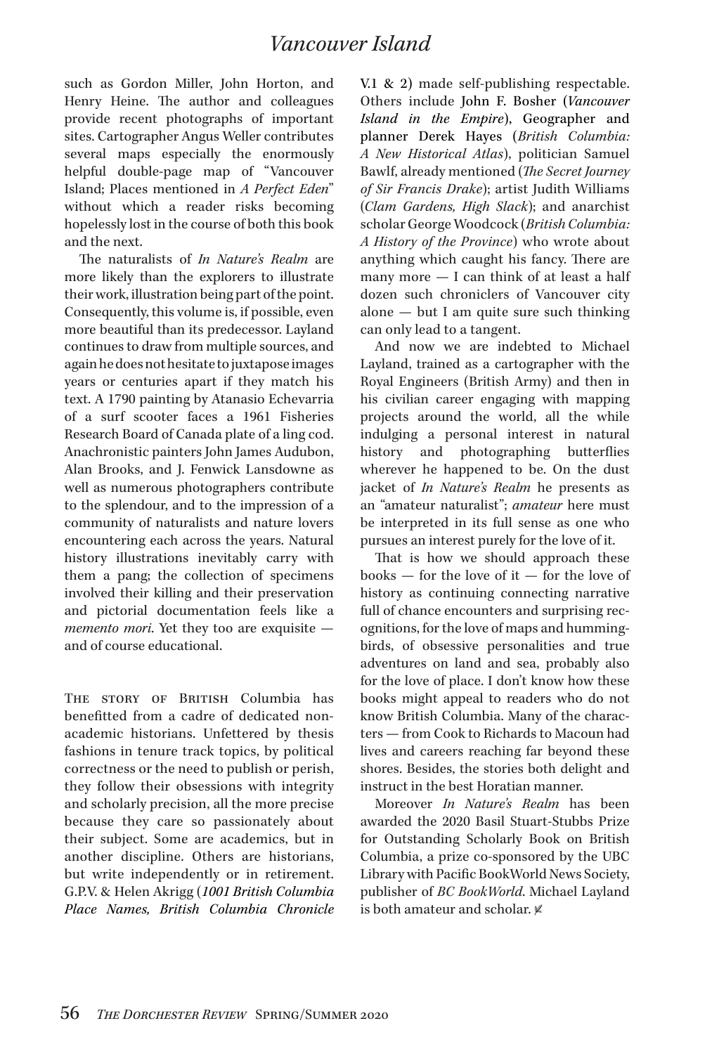such as Gordon Miller, John Horton, and Henry Heine. The author and colleagues provide recent photographs of important sites. Cartographer Angus Weller contributes several maps especially the enormously helpful double-page map of "Vancouver Island; Places mentioned in *A Perfect Eden*" without which a reader risks becoming hopelessly lost in the course of both this book and the next.

The naturalists of *In Nature's Realm* are more likely than the explorers to illustrate their work, illustration being part of the point. Consequently, this volume is, if possible, even more beautiful than its predecessor. Layland continues to draw from multiple sources, and again he does not hesitate to juxtapose images years or centuries apart if they match his text. A 1790 painting by Atanasio Echevarria of a surf scooter faces a 1961 Fisheries Research Board of Canada plate of a ling cod. Anachronistic painters John James Audubon, Alan Brooks, and J. Fenwick Lansdowne as well as numerous photographers contribute to the splendour, and to the impression of a community of naturalists and nature lovers encountering each across the years. Natural history illustrations inevitably carry with them a pang; the collection of specimens involved their killing and their preservation and pictorial documentation feels like a *memento mori*. Yet they too are exquisite — and of course educational.

The story of British Columbia has benefitted from a cadre of dedicated non-academic historians. Unfettered by thesis fashions in tenure track topics, by political correctness or the need to publish or perish, they follow their obsessions with integrity and scholarly precision, all the more precise because they care so passionately about their subject. Some are academics, but in another discipline. Others are historians, but write independently or in retirement. G.P.V. & Helen Akrigg (*1001 British Columbia Place Names, British Columbia Chronicle* V.1 & 2) made self-publishing respectable. Others include John F. Bosher (*Vancouver Island in the Empire*), Geographer and planner Derek Hayes (*British Columbia: A New Historical Atlas*), politician Samuel Bawlf, already mentioned (*The Secret Journey of Sir Francis Drake*); artist Judith Williams (*Clam Gardens, High Slack*); and anarchist scholar George Woodcock (*British Columbia: A History of the Province*) who wrote about anything which caught his fancy. There are many more — I can think of at least a half dozen such chroniclers of Vancouver city alone — but I am quite sure such thinking can only lead to a tangent.

And now we are indebted to Michael Layland, trained as a cartographer with the Royal Engineers (British Army) and then in his civilian career engaging with mapping projects around the world, all the while indulging a personal interest in natural history and photographing butterflies wherever he happened to be. On the dust jacket of *In Nature's Realm* he presents as an "amateur naturalist"; *amateur* here must be interpreted in its full sense as one who pursues an interest purely for the love of it.

That is how we should approach these books — for the love of it — for the love of history as continuing connecting narrative full of chance encounters and surprising recognitions, for the love of maps and hummingbirds, of obsessive personalities and true adventures on land and sea, probably also for the love of place. I don't know how these books might appeal to readers who do not know British Columbia. Many of the characters — from Cook to Richards to Macoun had lives and careers reaching far beyond these shores. Besides, the stories both delight and instruct in the best Horatian manner.

Moreover *In Nature's Realm* has been awarded the 2020 Basil Stuart-Stubbs Prize for Outstanding Scholarly Book on British Columbia, a prize co-sponsored by the UBC Library with Pacific BookWorld News Society, publisher of *BC BookWorld*. Michael Layland is both amateur and scholar.